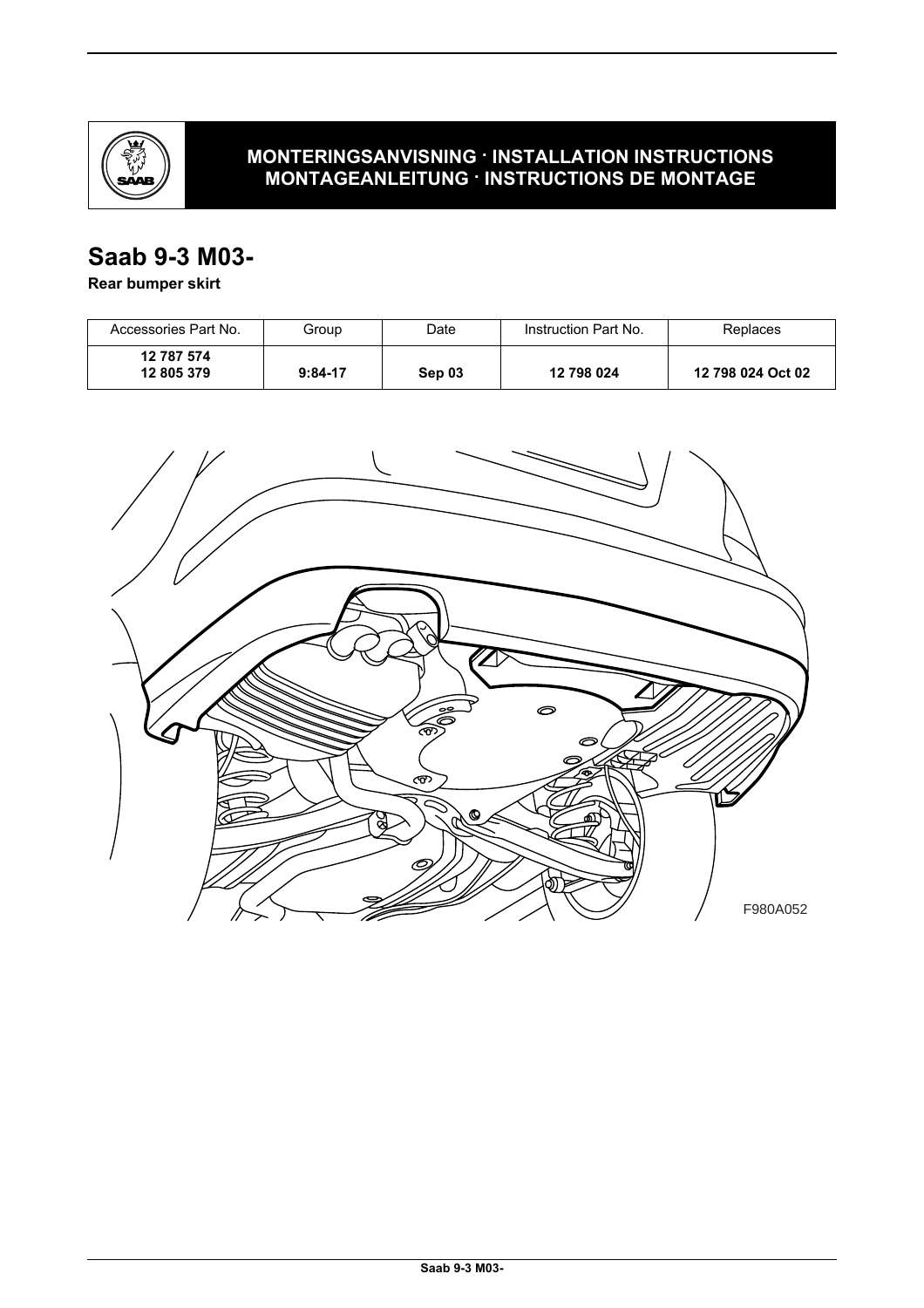**MONTERINGSANVISNING · INSTALLATION INSTRUCTIONS**
**MONTAGEANLEITUNG · INSTRUCTIONS DE MONTAGE**

# Saab 9-3 M03-

**Rear bumper skirt**

| Accessories Part No. | Group | Date | Instruction Part No. | Replaces |
|---|---|---|---|---|
| **12 787 574**<br>**12 805 379** | **9:84-17** | **Sep 03** | **12 798 024** | **12 798 024 Oct 02** |

F980A052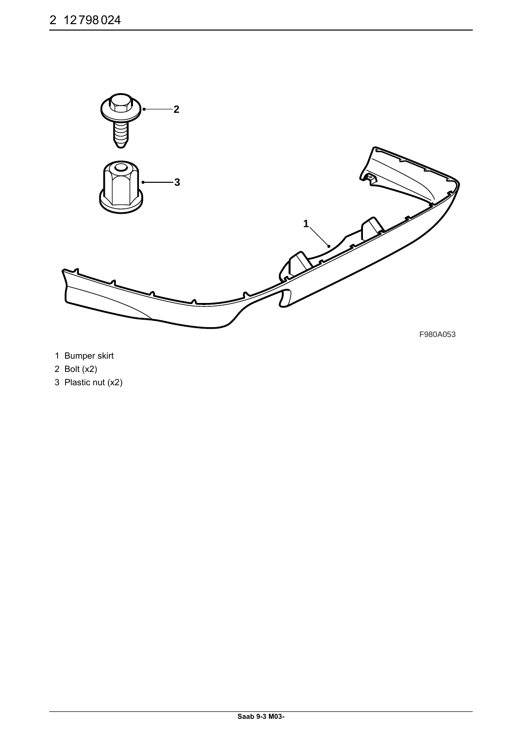F980A053

1 Bumper skirt

2 Bolt (x2)

3 Plastic nut (x2)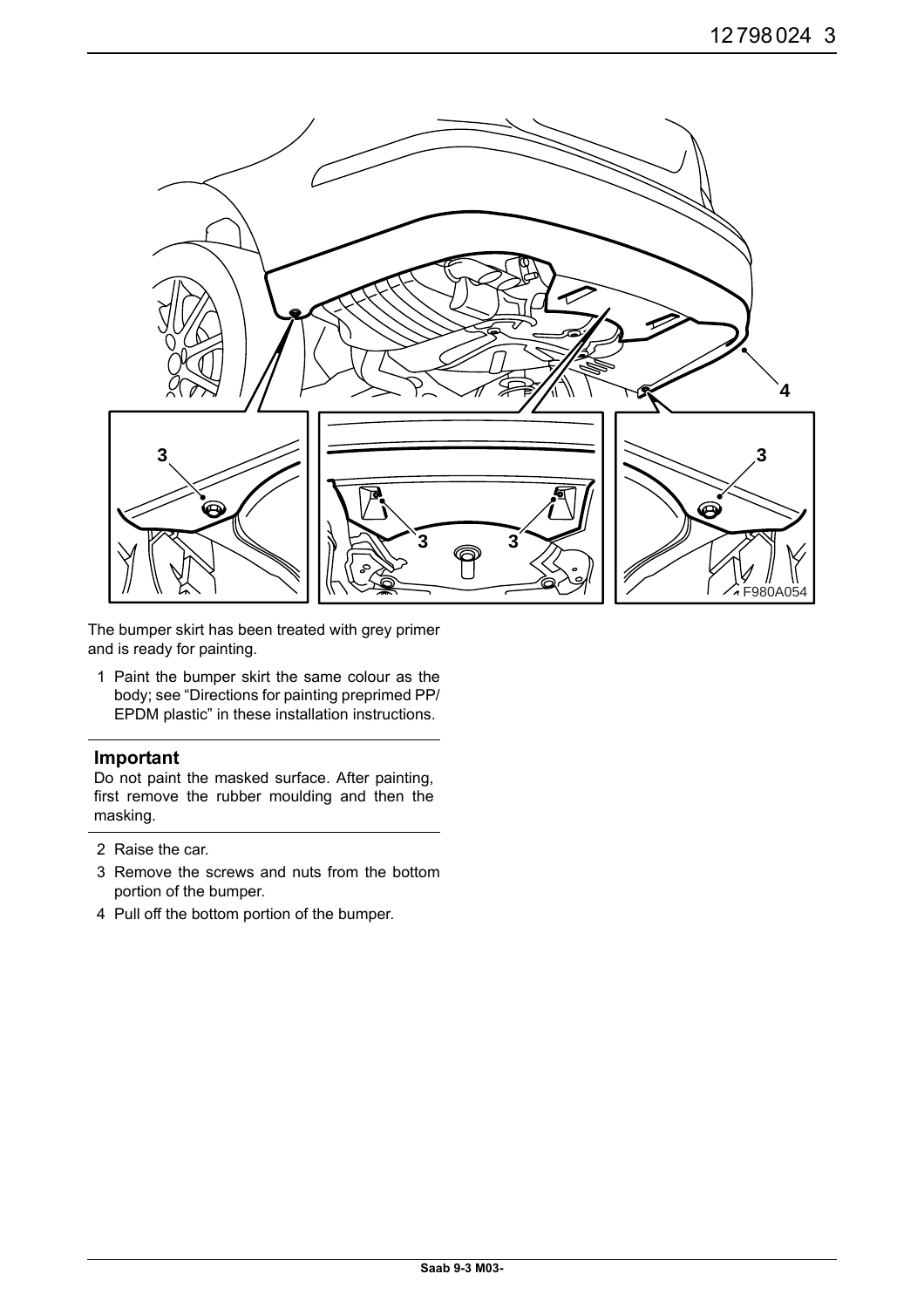The bumper skirt has been treated with grey primer and is ready for painting.

1 Paint the bumper skirt the same colour as the body; see “Directions for painting preprimed PP/EPDM plastic” in these installation instructions.

## Important

Do not paint the masked surface. After painting, first remove the rubber moulding and then the masking.

2 Raise the car.
3 Remove the screws and nuts from the bottom portion of the bumper.
4 Pull off the bottom portion of the bumper.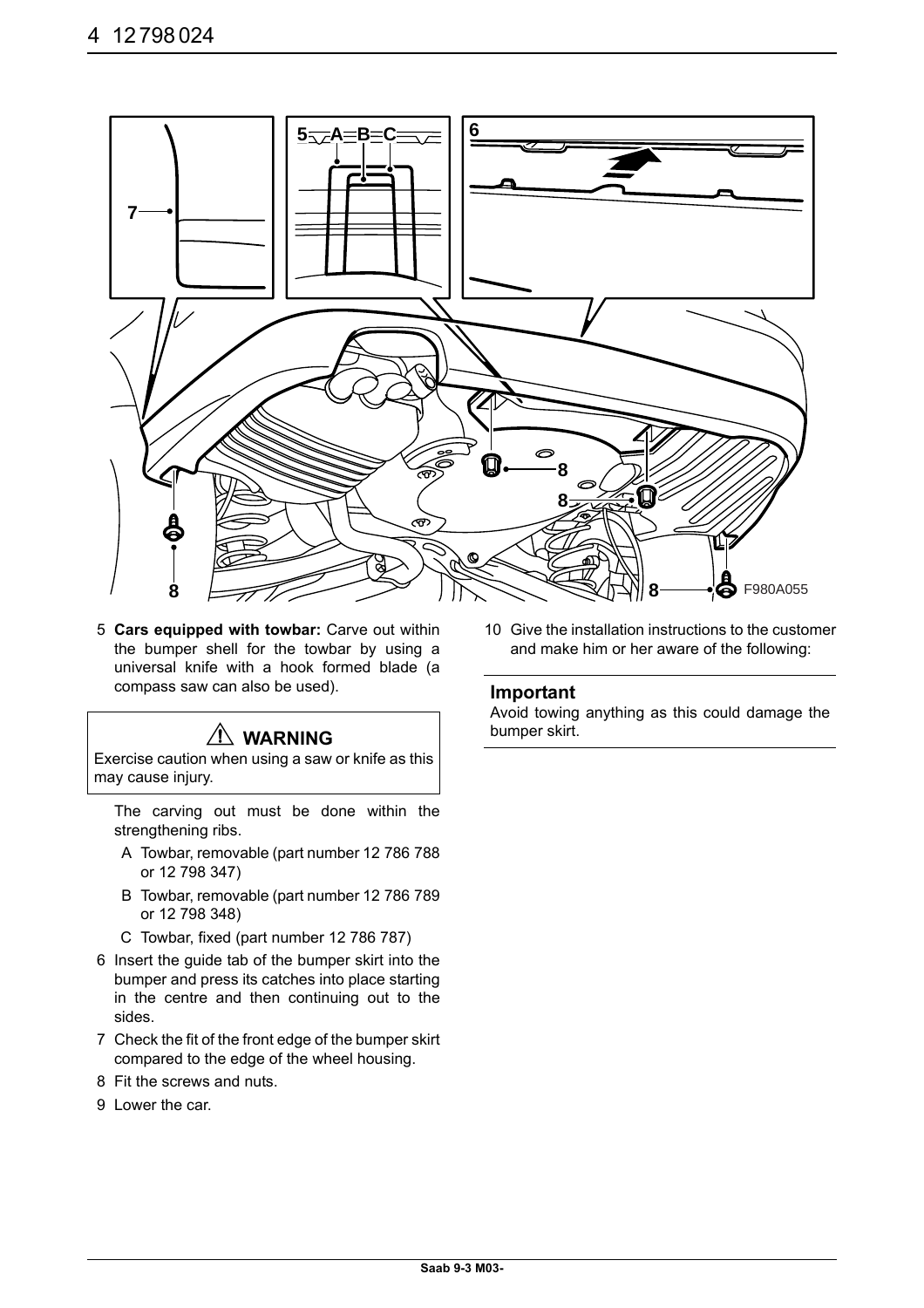5 **Cars equipped with towbar:** Carve out within the bumper shell for the towbar by using a universal knife with a hook formed blade (a compass saw can also be used).

> ⚠ **WARNING**
>
> Exercise caution when using a saw or knife as this may cause injury.

The carving out must be done within the strengthening ribs.

- A Towbar, removable (part number 12 786 788 or 12 798 347)
- B Towbar, removable (part number 12 786 789 or 12 798 348)
- C Towbar, fixed (part number 12 786 787)

6 Insert the guide tab of the bumper skirt into the bumper and press its catches into place starting in the centre and then continuing out to the sides.

7 Check the fit of the front edge of the bumper skirt compared to the edge of the wheel housing.

8 Fit the screws and nuts.

9 Lower the car.

10 Give the installation instructions to the customer and make him or her aware of the following:

### Important

Avoid towing anything as this could damage the bumper skirt.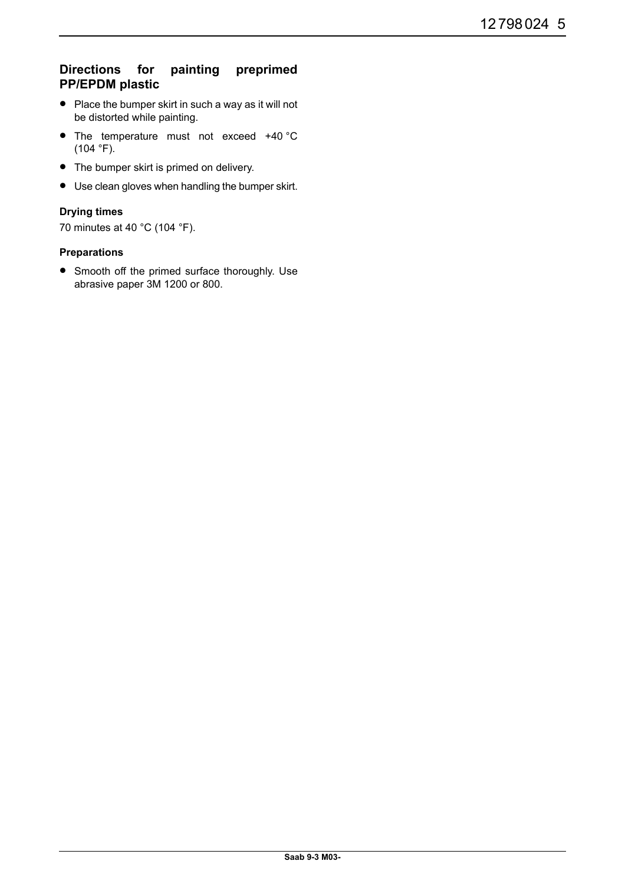## Directions for painting preprimed PP/EPDM plastic

- Place the bumper skirt in such a way as it will not be distorted while painting.
- The temperature must not exceed +40 °C (104 °F).
- The bumper skirt is primed on delivery.
- Use clean gloves when handling the bumper skirt.

### Drying times

70 minutes at 40 °C (104 °F).

### Preparations

- Smooth off the primed surface thoroughly. Use abrasive paper 3M 1200 or 800.